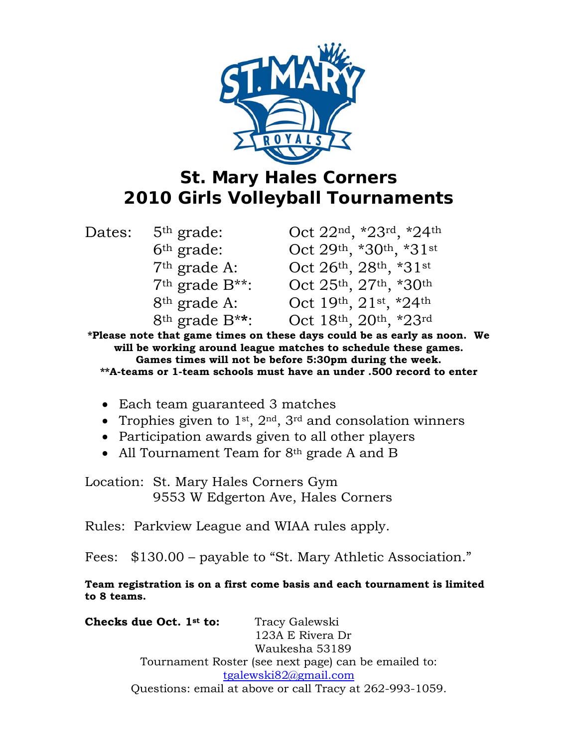# St. Mary Hales Corners
# 2010 Girls Volleyball Tournaments

| Dates: | | |
|---|---|---|
| | 5th grade: | Oct 22nd, *23rd, *24th |
| | 6th grade: | Oct 29th, *30th, *31st |
| | 7th grade A: | Oct 26th, 28th, *31st |
| | 7th grade B**: | Oct 25th, 27th, *30th |
| | 8th grade A: | Oct 19th, 21st, *24th |
| | 8th grade B**: | Oct 18th, 20th, *23rd |

**\*Please note that game times on these days could be as early as noon. We will be working around league matches to schedule these games. Games times will not be before 5:30pm during the week.**
**\*\*A-teams or 1-team schools must have an under .500 record to enter**

- Each team guaranteed 3 matches
- Trophies given to 1st, 2nd, 3rd and consolation winners
- Participation awards given to all other players
- All Tournament Team for 8th grade A and B

Location: St. Mary Hales Corners Gym
9553 W Edgerton Ave, Hales Corners

Rules: Parkview League and WIAA rules apply.

Fees: $130.00 – payable to "St. Mary Athletic Association."

**Team registration is on a first come basis and each tournament is limited to 8 teams.**

**Checks due Oct. 1st to:** Tracy Galewski
123A E Rivera Dr
Waukesha 53189

Tournament Roster (see next page) can be emailed to:
tgalewski82@gmail.com
Questions: email at above or call Tracy at 262-993-1059.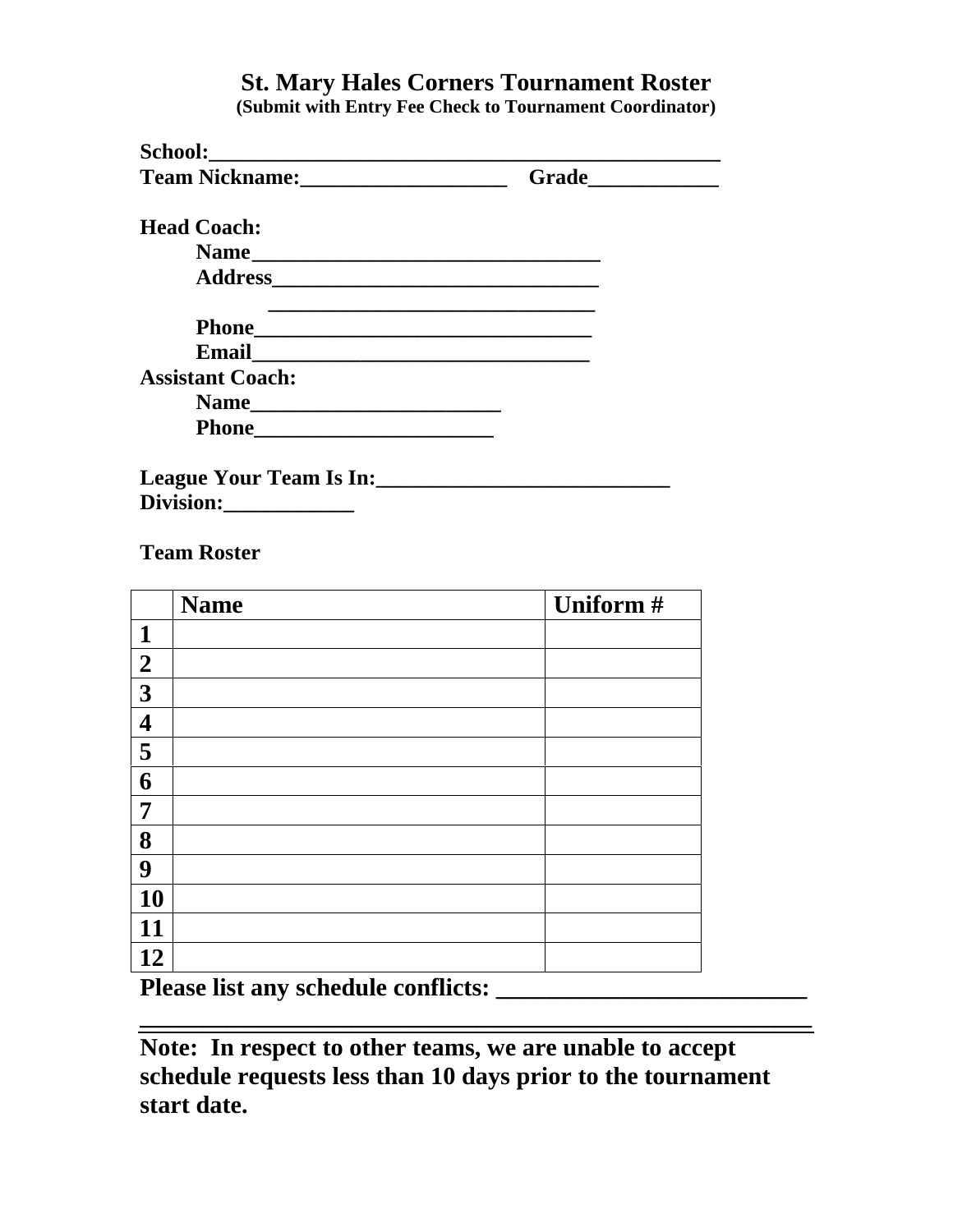# St. Mary Hales Corners Tournament Roster

**(Submit with Entry Fee Check to Tournament Coordinator)**

**School:**_______________________________________________

**Team Nickname:**___________________ **Grade**____________

**Head Coach:**

**Name**________________________________

**Address**______________________________

______________________________

**Phone**_______________________________

**Email**_______________________________

**Assistant Coach:**

**Name**_______________________

**Phone**______________________

**League Your Team Is In:**__________________________

**Division:**____________

**Team Roster**

| | Name | Uniform # |
|---|---|---|
| 1 | | |
| 2 | | |
| 3 | | |
| 4 | | |
| 5 | | |
| 6 | | |
| 7 | | |
| 8 | | |
| 9 | | |
| 10 | | |
| 11 | | |
| 12 | | |

**Please list any schedule conflicts:** _________________________

_______________________________________________________

**Note: In respect to other teams, we are unable to accept schedule requests less than 10 days prior to the tournament start date.**